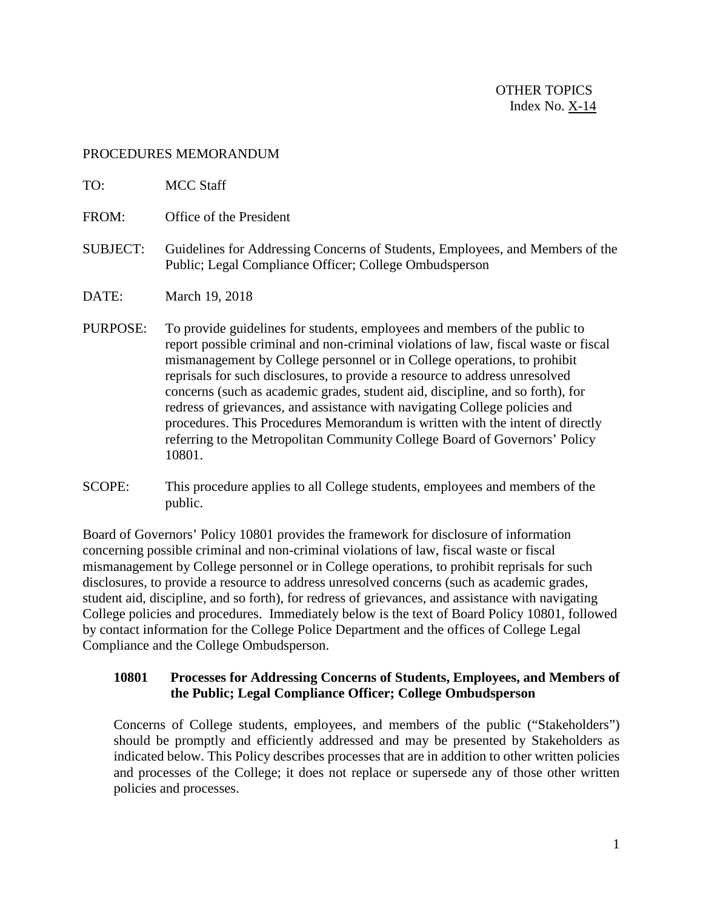OTHER TOPICS
Index No. X-14

PROCEDURES MEMORANDUM

TO: MCC Staff

FROM: Office of the President

SUBJECT: Guidelines for Addressing Concerns of Students, Employees, and Members of the Public; Legal Compliance Officer; College Ombudsperson

DATE: March 19, 2018

PURPOSE: To provide guidelines for students, employees and members of the public to report possible criminal and non-criminal violations of law, fiscal waste or fiscal mismanagement by College personnel or in College operations, to prohibit reprisals for such disclosures, to provide a resource to address unresolved concerns (such as academic grades, student aid, discipline, and so forth), for redress of grievances, and assistance with navigating College policies and procedures. This Procedures Memorandum is written with the intent of directly referring to the Metropolitan Community College Board of Governors' Policy 10801.

SCOPE: This procedure applies to all College students, employees and members of the public.

Board of Governors' Policy 10801 provides the framework for disclosure of information concerning possible criminal and non-criminal violations of law, fiscal waste or fiscal mismanagement by College personnel or in College operations, to prohibit reprisals for such disclosures, to provide a resource to address unresolved concerns (such as academic grades, student aid, discipline, and so forth), for redress of grievances, and assistance with navigating College policies and procedures. Immediately below is the text of Board Policy 10801, followed by contact information for the College Police Department and the offices of College Legal Compliance and the College Ombudsperson.

### 10801 Processes for Addressing Concerns of Students, Employees, and Members of the Public; Legal Compliance Officer; College Ombudsperson

Concerns of College students, employees, and members of the public ("Stakeholders") should be promptly and efficiently addressed and may be presented by Stakeholders as indicated below. This Policy describes processes that are in addition to other written policies and processes of the College; it does not replace or supersede any of those other written policies and processes.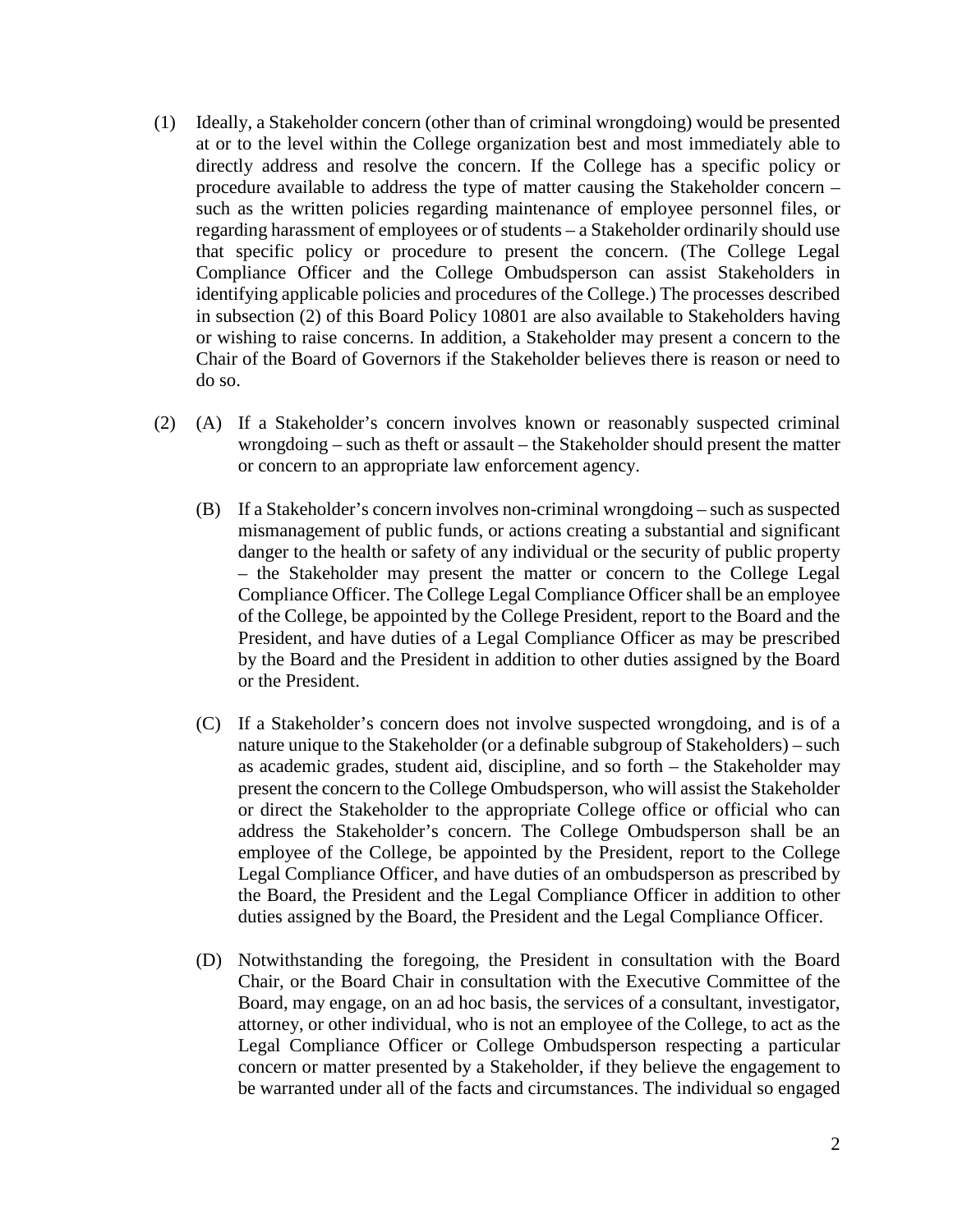(1) Ideally, a Stakeholder concern (other than of criminal wrongdoing) would be presented at or to the level within the College organization best and most immediately able to directly address and resolve the concern. If the College has a specific policy or procedure available to address the type of matter causing the Stakeholder concern – such as the written policies regarding maintenance of employee personnel files, or regarding harassment of employees or of students – a Stakeholder ordinarily should use that specific policy or procedure to present the concern. (The College Legal Compliance Officer and the College Ombudsperson can assist Stakeholders in identifying applicable policies and procedures of the College.) The processes described in subsection (2) of this Board Policy 10801 are also available to Stakeholders having or wishing to raise concerns. In addition, a Stakeholder may present a concern to the Chair of the Board of Governors if the Stakeholder believes there is reason or need to do so.

(2) (A) If a Stakeholder's concern involves known or reasonably suspected criminal wrongdoing – such as theft or assault – the Stakeholder should present the matter or concern to an appropriate law enforcement agency.

(B) If a Stakeholder's concern involves non-criminal wrongdoing – such as suspected mismanagement of public funds, or actions creating a substantial and significant danger to the health or safety of any individual or the security of public property – the Stakeholder may present the matter or concern to the College Legal Compliance Officer. The College Legal Compliance Officer shall be an employee of the College, be appointed by the College President, report to the Board and the President, and have duties of a Legal Compliance Officer as may be prescribed by the Board and the President in addition to other duties assigned by the Board or the President.

(C) If a Stakeholder's concern does not involve suspected wrongdoing, and is of a nature unique to the Stakeholder (or a definable subgroup of Stakeholders) – such as academic grades, student aid, discipline, and so forth – the Stakeholder may present the concern to the College Ombudsperson, who will assist the Stakeholder or direct the Stakeholder to the appropriate College office or official who can address the Stakeholder's concern. The College Ombudsperson shall be an employee of the College, be appointed by the President, report to the College Legal Compliance Officer, and have duties of an ombudsperson as prescribed by the Board, the President and the Legal Compliance Officer in addition to other duties assigned by the Board, the President and the Legal Compliance Officer.

(D) Notwithstanding the foregoing, the President in consultation with the Board Chair, or the Board Chair in consultation with the Executive Committee of the Board, may engage, on an ad hoc basis, the services of a consultant, investigator, attorney, or other individual, who is not an employee of the College, to act as the Legal Compliance Officer or College Ombudsperson respecting a particular concern or matter presented by a Stakeholder, if they believe the engagement to be warranted under all of the facts and circumstances. The individual so engaged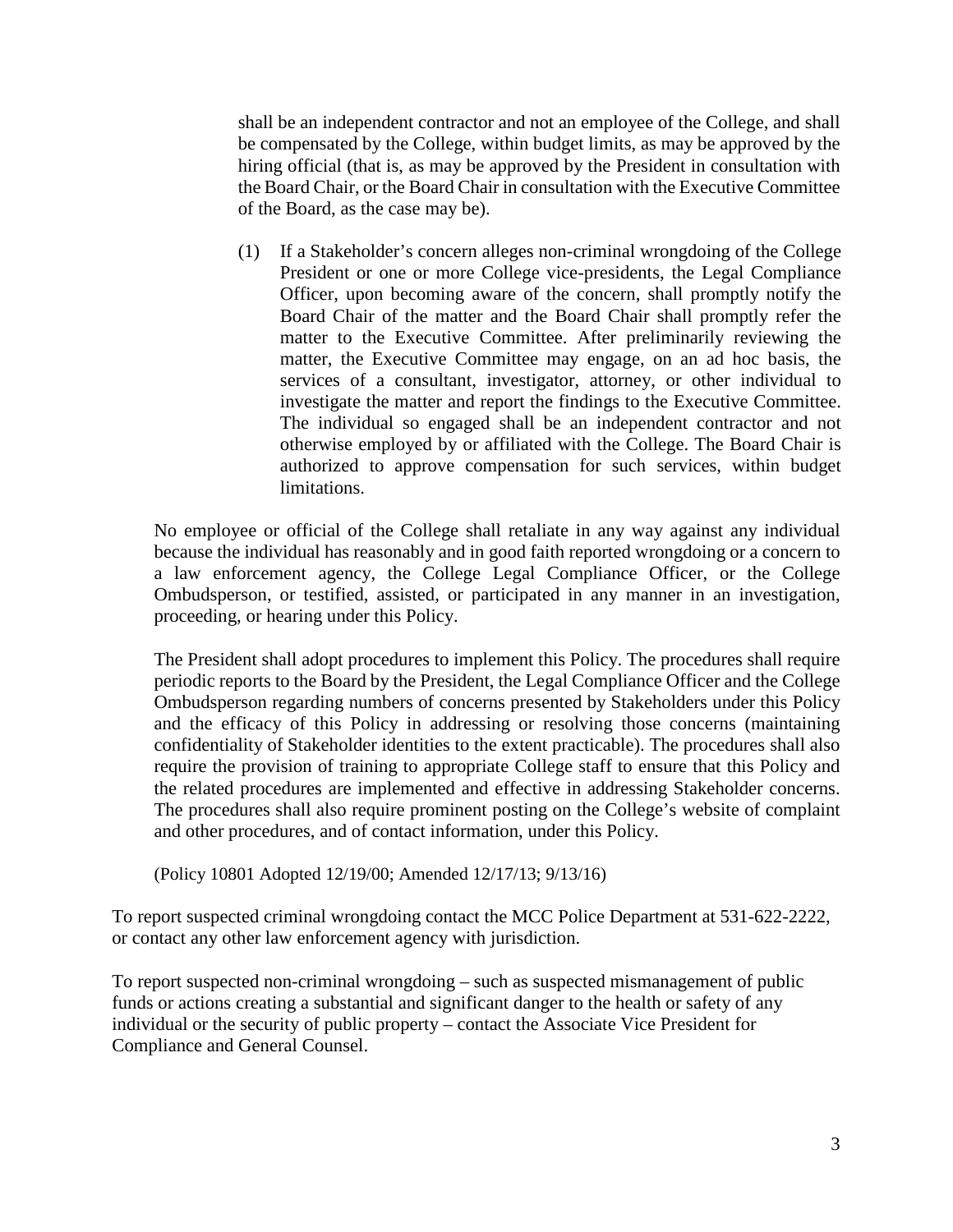shall be an independent contractor and not an employee of the College, and shall be compensated by the College, within budget limits, as may be approved by the hiring official (that is, as may be approved by the President in consultation with the Board Chair, or the Board Chair in consultation with the Executive Committee of the Board, as the case may be).

(1) If a Stakeholder's concern alleges non-criminal wrongdoing of the College President or one or more College vice-presidents, the Legal Compliance Officer, upon becoming aware of the concern, shall promptly notify the Board Chair of the matter and the Board Chair shall promptly refer the matter to the Executive Committee. After preliminarily reviewing the matter, the Executive Committee may engage, on an ad hoc basis, the services of a consultant, investigator, attorney, or other individual to investigate the matter and report the findings to the Executive Committee. The individual so engaged shall be an independent contractor and not otherwise employed by or affiliated with the College. The Board Chair is authorized to approve compensation for such services, within budget limitations.

No employee or official of the College shall retaliate in any way against any individual because the individual has reasonably and in good faith reported wrongdoing or a concern to a law enforcement agency, the College Legal Compliance Officer, or the College Ombudsperson, or testified, assisted, or participated in any manner in an investigation, proceeding, or hearing under this Policy.

The President shall adopt procedures to implement this Policy. The procedures shall require periodic reports to the Board by the President, the Legal Compliance Officer and the College Ombudsperson regarding numbers of concerns presented by Stakeholders under this Policy and the efficacy of this Policy in addressing or resolving those concerns (maintaining confidentiality of Stakeholder identities to the extent practicable). The procedures shall also require the provision of training to appropriate College staff to ensure that this Policy and the related procedures are implemented and effective in addressing Stakeholder concerns. The procedures shall also require prominent posting on the College's website of complaint and other procedures, and of contact information, under this Policy.

(Policy 10801 Adopted 12/19/00; Amended 12/17/13; 9/13/16)

To report suspected criminal wrongdoing contact the MCC Police Department at 531-622-2222, or contact any other law enforcement agency with jurisdiction.

To report suspected non-criminal wrongdoing – such as suspected mismanagement of public funds or actions creating a substantial and significant danger to the health or safety of any individual or the security of public property – contact the Associate Vice President for Compliance and General Counsel.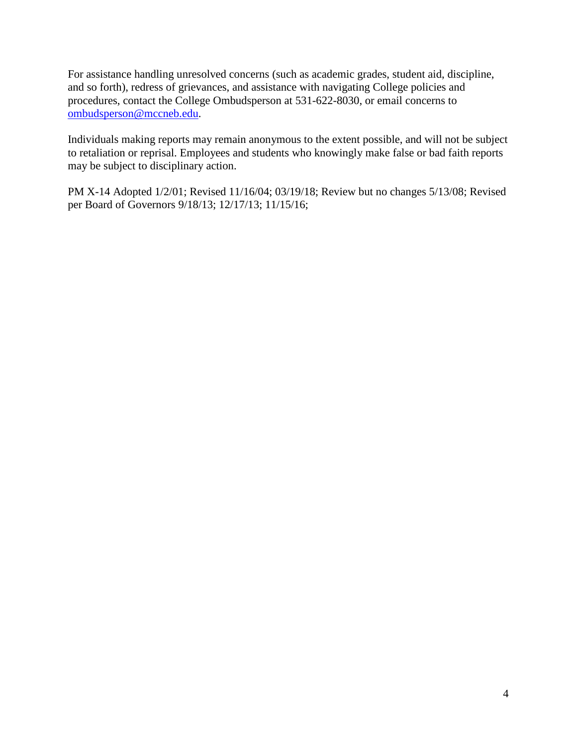For assistance handling unresolved concerns (such as academic grades, student aid, discipline, and so forth), redress of grievances, and assistance with navigating College policies and procedures, contact the College Ombudsperson at 531-622-8030, or email concerns to [ombudsperson@mccneb.edu](mailto:ombudsperson@mccneb.edu).

Individuals making reports may remain anonymous to the extent possible, and will not be subject to retaliation or reprisal. Employees and students who knowingly make false or bad faith reports may be subject to disciplinary action.

PM X-14 Adopted 1/2/01; Revised 11/16/04; 03/19/18; Review but no changes 5/13/08; Revised per Board of Governors 9/18/13; 12/17/13; 11/15/16;